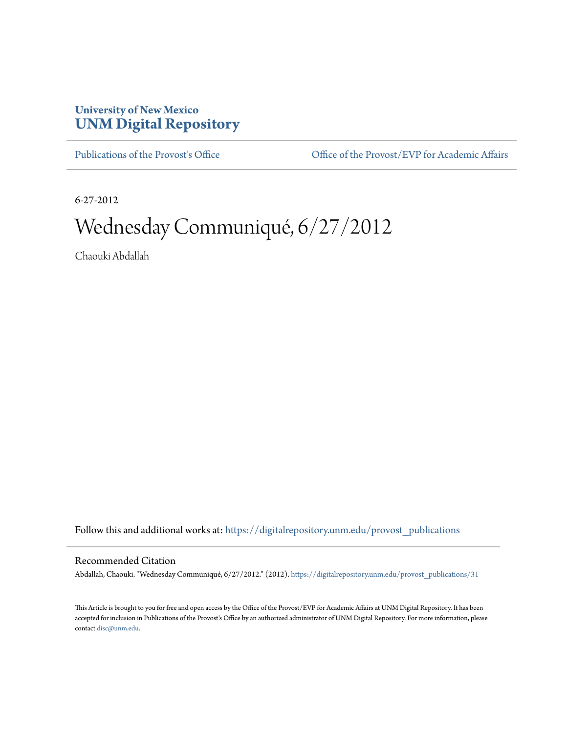University of New Mexico
**UNM Digital Repository**

Publications of the Provost's Office | Office of the Provost/EVP for Academic Affairs

6-27-2012

# Wednesday Communiqué, 6/27/2012

Chaouki Abdallah

Follow this and additional works at: https://digitalrepository.unm.edu/provost_publications

## Recommended Citation

Abdallah, Chaouki. "Wednesday Communiqué, 6/27/2012." (2012). https://digitalrepository.unm.edu/provost_publications/31

This Article is brought to you for free and open access by the Office of the Provost/EVP for Academic Affairs at UNM Digital Repository. It has been accepted for inclusion in Publications of the Provost's Office by an authorized administrator of UNM Digital Repository. For more information, please contact disc@unm.edu.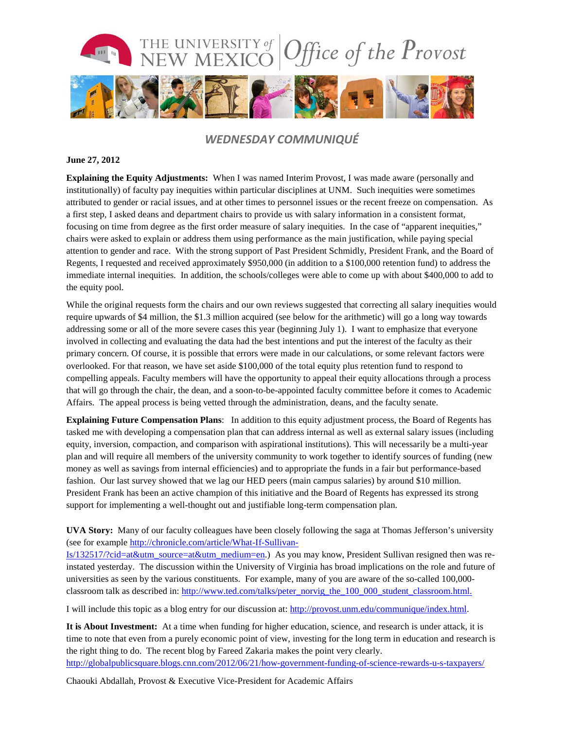THE UNIVERSITY of NEW MEXICO | Office of the Provost

## *WEDNESDAY COMMUNIQUÉ*

**June 27, 2012**

**Explaining the Equity Adjustments:** When I was named Interim Provost, I was made aware (personally and institutionally) of faculty pay inequities within particular disciplines at UNM. Such inequities were sometimes attributed to gender or racial issues, and at other times to personnel issues or the recent freeze on compensation. As a first step, I asked deans and department chairs to provide us with salary information in a consistent format, focusing on time from degree as the first order measure of salary inequities. In the case of "apparent inequities," chairs were asked to explain or address them using performance as the main justification, while paying special attention to gender and race. With the strong support of Past President Schmidly, President Frank, and the Board of Regents, I requested and received approximately $950,000 (in addition to a $100,000 retention fund) to address the immediate internal inequities. In addition, the schools/colleges were able to come up with about $400,000 to add to the equity pool.

While the original requests form the chairs and our own reviews suggested that correcting all salary inequities would require upwards of $4 million, the $1.3 million acquired (see below for the arithmetic) will go a long way towards addressing some or all of the more severe cases this year (beginning July 1). I want to emphasize that everyone involved in collecting and evaluating the data had the best intentions and put the interest of the faculty as their primary concern. Of course, it is possible that errors were made in our calculations, or some relevant factors were overlooked. For that reason, we have set aside $100,000 of the total equity plus retention fund to respond to compelling appeals. Faculty members will have the opportunity to appeal their equity allocations through a process that will go through the chair, the dean, and a soon-to-be-appointed faculty committee before it comes to Academic Affairs. The appeal process is being vetted through the administration, deans, and the faculty senate.

**Explaining Future Compensation Plans**: In addition to this equity adjustment process, the Board of Regents has tasked me with developing a compensation plan that can address internal as well as external salary issues (including equity, inversion, compaction, and comparison with aspirational institutions). This will necessarily be a multi-year plan and will require all members of the university community to work together to identify sources of funding (new money as well as savings from internal efficiencies) and to appropriate the funds in a fair but performance-based fashion. Our last survey showed that we lag our HED peers (main campus salaries) by around $10 million. President Frank has been an active champion of this initiative and the Board of Regents has expressed its strong support for implementing a well-thought out and justifiable long-term compensation plan.

**UVA Story:** Many of our faculty colleagues have been closely following the saga at Thomas Jefferson's university (see for example http://chronicle.com/article/What-If-Sullivan-Is/132517/?cid=at&utm_source=at&utm_medium=en.) As you may know, President Sullivan resigned then was re-instated yesterday. The discussion within the University of Virginia has broad implications on the role and future of universities as seen by the various constituents. For example, many of you are aware of the so-called 100,000-classroom talk as described in: http://www.ted.com/talks/peter_norvig_the_100_000_student_classroom.html.

I will include this topic as a blog entry for our discussion at: http://provost.unm.edu/communique/index.html.

**It is About Investment:** At a time when funding for higher education, science, and research is under attack, it is time to note that even from a purely economic point of view, investing for the long term in education and research is the right thing to do. The recent blog by Fareed Zakaria makes the point very clearly. http://globalpublicsquare.blogs.cnn.com/2012/06/21/how-government-funding-of-science-rewards-u-s-taxpayers/

Chaouki Abdallah, Provost & Executive Vice-President for Academic Affairs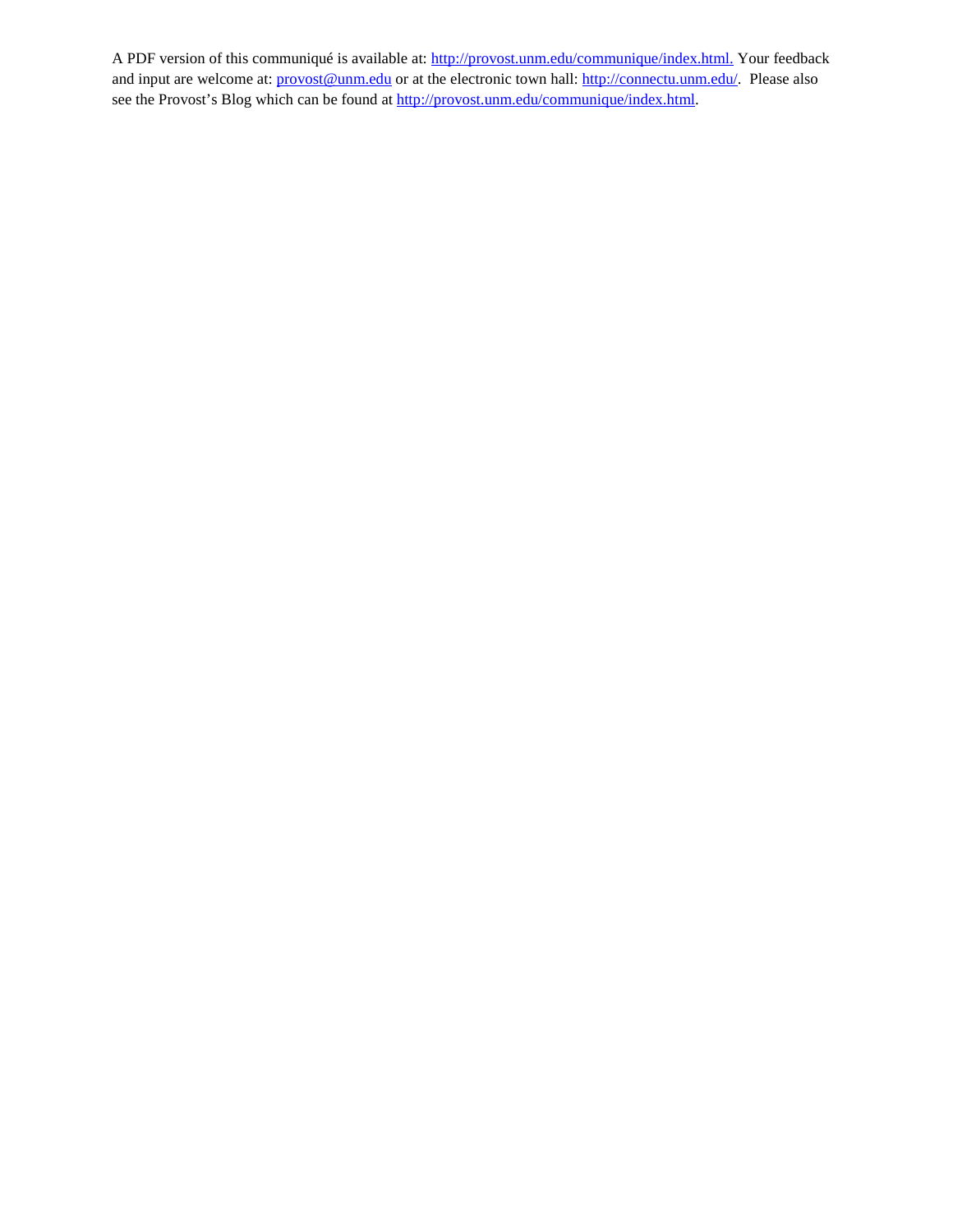A PDF version of this communiqué is available at: http://provost.unm.edu/communique/index.html. Your feedback and input are welcome at: provost@unm.edu or at the electronic town hall: http://connectu.unm.edu/. Please also see the Provost's Blog which can be found at http://provost.unm.edu/communique/index.html.